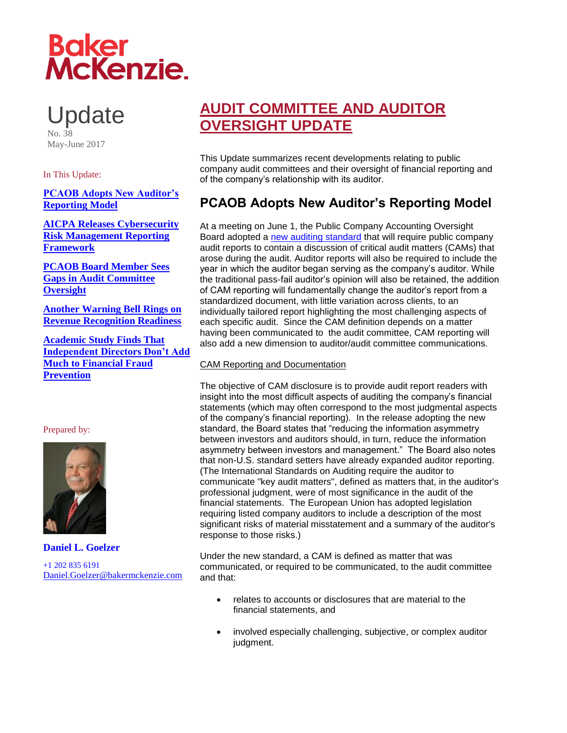Baker McKenzie.

# Update

No. 38
May-June 2017

In This Update:

[PCAOB Adopts New Auditor's Reporting Model]

[AICPA Releases Cybersecurity Risk Management Reporting Framework]

[PCAOB Board Member Sees Gaps in Audit Committee Oversight]

[Another Warning Bell Rings on Revenue Recognition Readiness]

[Academic Study Finds That Independent Directors Don't Add Much to Financial Fraud Prevention]

Prepared by:

**Daniel L. Goelzer**

+1 202 835 6191
Daniel.Goelzer@bakermckenzie.com

# AUDIT COMMITTEE AND AUDITOR OVERSIGHT UPDATE

This Update summarizes recent developments relating to public company audit committees and their oversight of financial reporting and of the company's relationship with its auditor.

## PCAOB Adopts New Auditor's Reporting Model

At a meeting on June 1, the Public Company Accounting Oversight Board adopted a new auditing standard that will require public company audit reports to contain a discussion of critical audit matters (CAMs) that arose during the audit. Auditor reports will also be required to include the year in which the auditor began serving as the company's auditor. While the traditional pass-fail auditor's opinion will also be retained, the addition of CAM reporting will fundamentally change the auditor's report from a standardized document, with little variation across clients, to an individually tailored report highlighting the most challenging aspects of each specific audit. Since the CAM definition depends on a matter having been communicated to the audit committee, CAM reporting will also add a new dimension to auditor/audit committee communications.

CAM Reporting and Documentation

The objective of CAM disclosure is to provide audit report readers with insight into the most difficult aspects of auditing the company's financial statements (which may often correspond to the most judgmental aspects of the company's financial reporting). In the release adopting the new standard, the Board states that "reducing the information asymmetry between investors and auditors should, in turn, reduce the information asymmetry between investors and management." The Board also notes that non-U.S. standard setters have already expanded auditor reporting. (The International Standards on Auditing require the auditor to communicate "key audit matters", defined as matters that, in the auditor's professional judgment, were of most significance in the audit of the financial statements. The European Union has adopted legislation requiring listed company auditors to include a description of the most significant risks of material misstatement and a summary of the auditor's response to those risks.)

Under the new standard, a CAM is defined as matter that was communicated, or required to be communicated, to the audit committee and that:

- relates to accounts or disclosures that are material to the financial statements, and
- involved especially challenging, subjective, or complex auditor judgment.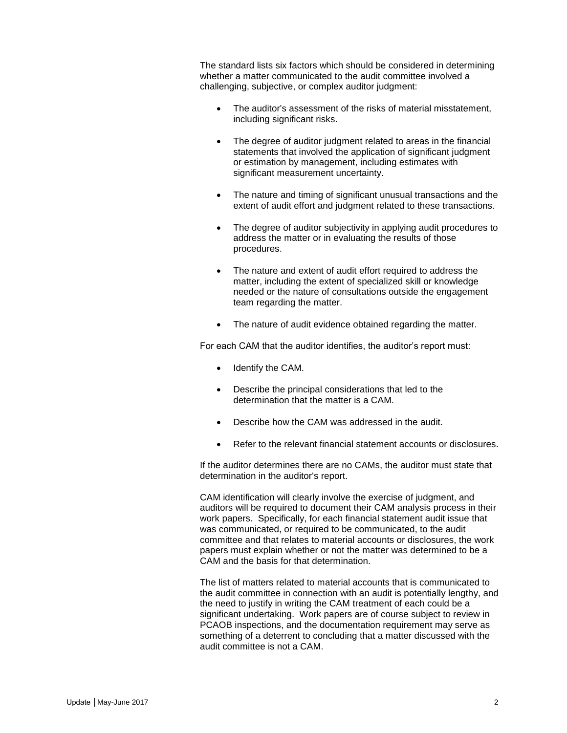The standard lists six factors which should be considered in determining whether a matter communicated to the audit committee involved a challenging, subjective, or complex auditor judgment:

- The auditor's assessment of the risks of material misstatement, including significant risks.
- The degree of auditor judgment related to areas in the financial statements that involved the application of significant judgment or estimation by management, including estimates with significant measurement uncertainty.
- The nature and timing of significant unusual transactions and the extent of audit effort and judgment related to these transactions.
- The degree of auditor subjectivity in applying audit procedures to address the matter or in evaluating the results of those procedures.
- The nature and extent of audit effort required to address the matter, including the extent of specialized skill or knowledge needed or the nature of consultations outside the engagement team regarding the matter.
- The nature of audit evidence obtained regarding the matter.

For each CAM that the auditor identifies, the auditor's report must:

- Identify the CAM.
- Describe the principal considerations that led to the determination that the matter is a CAM.
- Describe how the CAM was addressed in the audit.
- Refer to the relevant financial statement accounts or disclosures.

If the auditor determines there are no CAMs, the auditor must state that determination in the auditor's report.

CAM identification will clearly involve the exercise of judgment, and auditors will be required to document their CAM analysis process in their work papers. Specifically, for each financial statement audit issue that was communicated, or required to be communicated, to the audit committee and that relates to material accounts or disclosures, the work papers must explain whether or not the matter was determined to be a CAM and the basis for that determination.

The list of matters related to material accounts that is communicated to the audit committee in connection with an audit is potentially lengthy, and the need to justify in writing the CAM treatment of each could be a significant undertaking. Work papers are of course subject to review in PCAOB inspections, and the documentation requirement may serve as something of a deterrent to concluding that a matter discussed with the audit committee is not a CAM.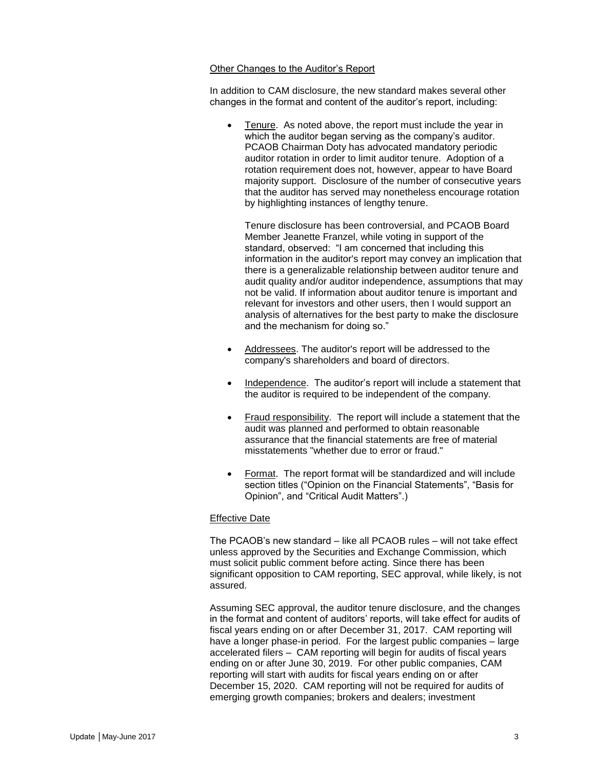Other Changes to the Auditor's Report

In addition to CAM disclosure, the new standard makes several other changes in the format and content of the auditor's report, including:

- Tenure. As noted above, the report must include the year in which the auditor began serving as the company's auditor. PCAOB Chairman Doty has advocated mandatory periodic auditor rotation in order to limit auditor tenure. Adoption of a rotation requirement does not, however, appear to have Board majority support. Disclosure of the number of consecutive years that the auditor has served may nonetheless encourage rotation by highlighting instances of lengthy tenure.

  Tenure disclosure has been controversial, and PCAOB Board Member Jeanette Franzel, while voting in support of the standard, observed: "I am concerned that including this information in the auditor's report may convey an implication that there is a generalizable relationship between auditor tenure and audit quality and/or auditor independence, assumptions that may not be valid. If information about auditor tenure is important and relevant for investors and other users, then I would support an analysis of alternatives for the best party to make the disclosure and the mechanism for doing so."

- Addressees. The auditor's report will be addressed to the company's shareholders and board of directors.

- Independence. The auditor's report will include a statement that the auditor is required to be independent of the company.

- Fraud responsibility. The report will include a statement that the audit was planned and performed to obtain reasonable assurance that the financial statements are free of material misstatements "whether due to error or fraud."

- Format. The report format will be standardized and will include section titles ("Opinion on the Financial Statements", "Basis for Opinion", and "Critical Audit Matters".)

Effective Date

The PCAOB's new standard – like all PCAOB rules – will not take effect unless approved by the Securities and Exchange Commission, which must solicit public comment before acting. Since there has been significant opposition to CAM reporting, SEC approval, while likely, is not assured.

Assuming SEC approval, the auditor tenure disclosure, and the changes in the format and content of auditors' reports, will take effect for audits of fiscal years ending on or after December 31, 2017. CAM reporting will have a longer phase-in period. For the largest public companies – large accelerated filers – CAM reporting will begin for audits of fiscal years ending on or after June 30, 2019. For other public companies, CAM reporting will start with audits for fiscal years ending on or after December 15, 2020. CAM reporting will not be required for audits of emerging growth companies; brokers and dealers; investment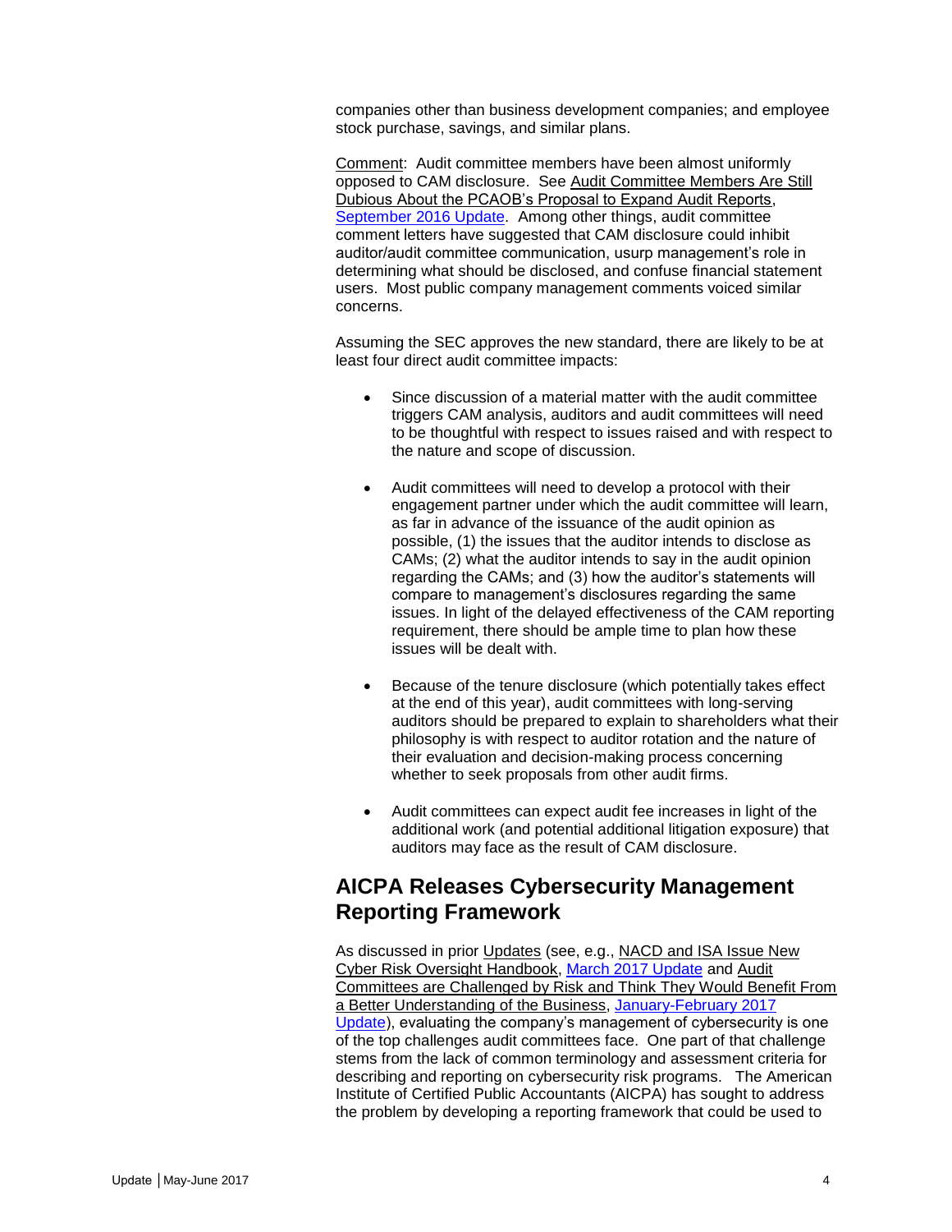companies other than business development companies; and employee stock purchase, savings, and similar plans.

Comment: Audit committee members have been almost uniformly opposed to CAM disclosure. See Audit Committee Members Are Still Dubious About the PCAOB's Proposal to Expand Audit Reports, September 2016 Update. Among other things, audit committee comment letters have suggested that CAM disclosure could inhibit auditor/audit committee communication, usurp management's role in determining what should be disclosed, and confuse financial statement users. Most public company management comments voiced similar concerns.

Assuming the SEC approves the new standard, there are likely to be at least four direct audit committee impacts:

- Since discussion of a material matter with the audit committee triggers CAM analysis, auditors and audit committees will need to be thoughtful with respect to issues raised and with respect to the nature and scope of discussion.

- Audit committees will need to develop a protocol with their engagement partner under which the audit committee will learn, as far in advance of the issuance of the audit opinion as possible, (1) the issues that the auditor intends to disclose as CAMs; (2) what the auditor intends to say in the audit opinion regarding the CAMs; and (3) how the auditor's statements will compare to management's disclosures regarding the same issues. In light of the delayed effectiveness of the CAM reporting requirement, there should be ample time to plan how these issues will be dealt with.

- Because of the tenure disclosure (which potentially takes effect at the end of this year), audit committees with long-serving auditors should be prepared to explain to shareholders what their philosophy is with respect to auditor rotation and the nature of their evaluation and decision-making process concerning whether to seek proposals from other audit firms.

- Audit committees can expect audit fee increases in light of the additional work (and potential additional litigation exposure) that auditors may face as the result of CAM disclosure.

## AICPA Releases Cybersecurity Management Reporting Framework

As discussed in prior Updates (see, e.g., NACD and ISA Issue New Cyber Risk Oversight Handbook, March 2017 Update and Audit Committees are Challenged by Risk and Think They Would Benefit From a Better Understanding of the Business, January-February 2017 Update), evaluating the company's management of cybersecurity is one of the top challenges audit committees face. One part of that challenge stems from the lack of common terminology and assessment criteria for describing and reporting on cybersecurity risk programs. The American Institute of Certified Public Accountants (AICPA) has sought to address the problem by developing a reporting framework that could be used to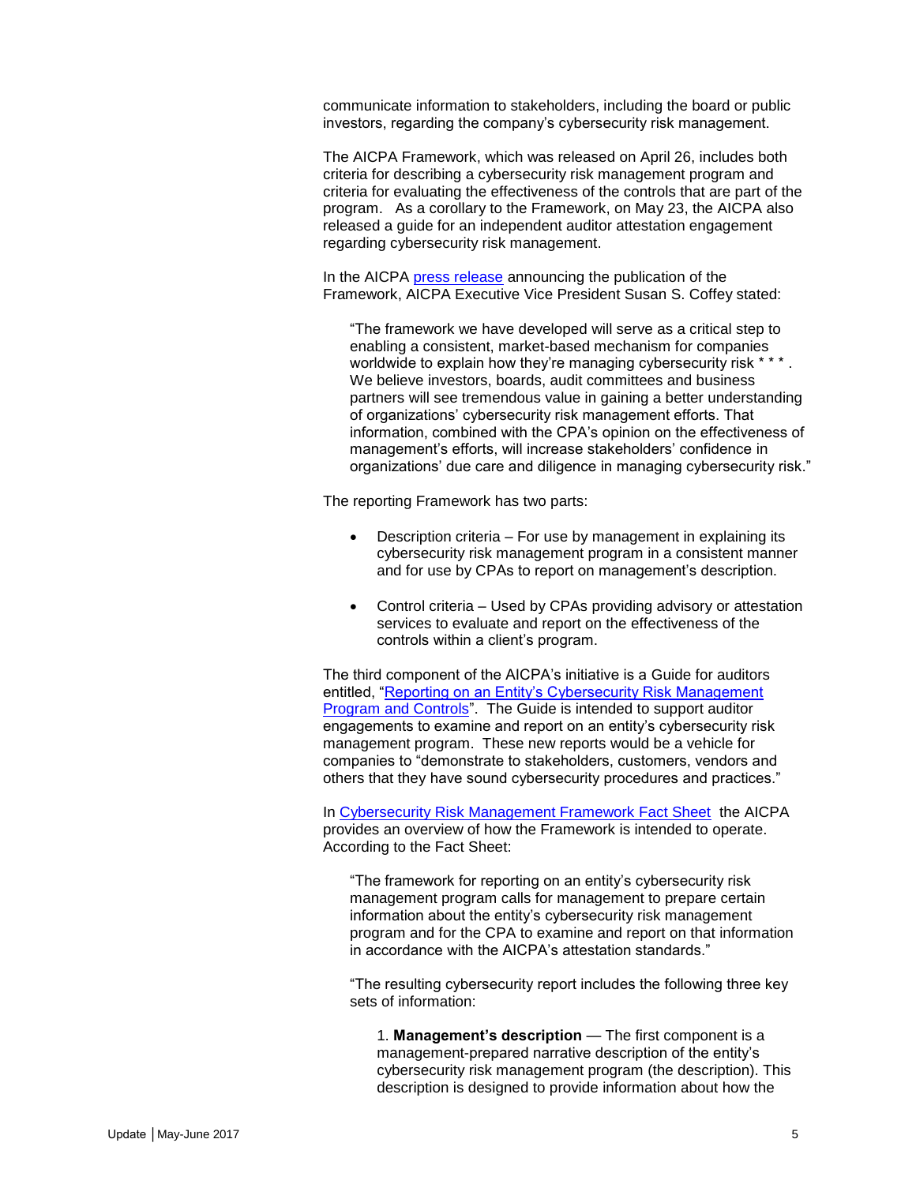communicate information to stakeholders, including the board or public investors, regarding the company's cybersecurity risk management.

The AICPA Framework, which was released on April 26, includes both criteria for describing a cybersecurity risk management program and criteria for evaluating the effectiveness of the controls that are part of the program. As a corollary to the Framework, on May 23, the AICPA also released a guide for an independent auditor attestation engagement regarding cybersecurity risk management.

In the AICPA [press release](press release) announcing the publication of the Framework, AICPA Executive Vice President Susan S. Coffey stated:

> "The framework we have developed will serve as a critical step to enabling a consistent, market-based mechanism for companies worldwide to explain how they're managing cybersecurity risk * * * . We believe investors, boards, audit committees and business partners will see tremendous value in gaining a better understanding of organizations' cybersecurity risk management efforts. That information, combined with the CPA's opinion on the effectiveness of management's efforts, will increase stakeholders' confidence in organizations' due care and diligence in managing cybersecurity risk."

The reporting Framework has two parts:

- Description criteria – For use by management in explaining its cybersecurity risk management program in a consistent manner and for use by CPAs to report on management's description.
- Control criteria – Used by CPAs providing advisory or attestation services to evaluate and report on the effectiveness of the controls within a client's program.

The third component of the AICPA's initiative is a Guide for auditors entitled, "Reporting on an Entity's Cybersecurity Risk Management Program and Controls". The Guide is intended to support auditor engagements to examine and report on an entity's cybersecurity risk management program. These new reports would be a vehicle for companies to "demonstrate to stakeholders, customers, vendors and others that they have sound cybersecurity procedures and practices."

In Cybersecurity Risk Management Framework Fact Sheet the AICPA provides an overview of how the Framework is intended to operate. According to the Fact Sheet:

> "The framework for reporting on an entity's cybersecurity risk management program calls for management to prepare certain information about the entity's cybersecurity risk management program and for the CPA to examine and report on that information in accordance with the AICPA's attestation standards."
>
> "The resulting cybersecurity report includes the following three key sets of information:
>
> 1. **Management's description** — The first component is a management-prepared narrative description of the entity's cybersecurity risk management program (the description). This description is designed to provide information about how the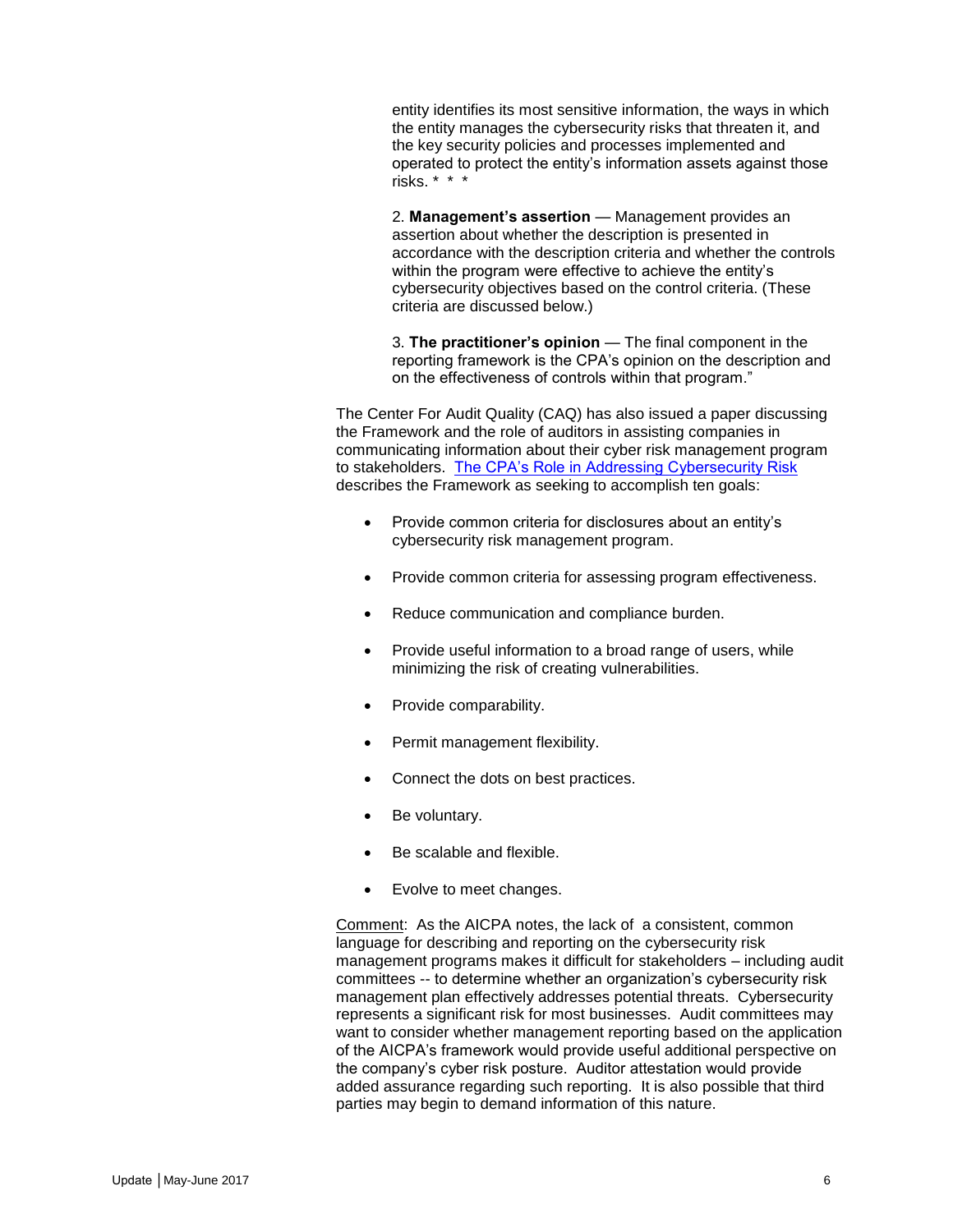entity identifies its most sensitive information, the ways in which the entity manages the cybersecurity risks that threaten it, and the key security policies and processes implemented and operated to protect the entity's information assets against those risks. * * *

2. **Management's assertion** — Management provides an assertion about whether the description is presented in accordance with the description criteria and whether the controls within the program were effective to achieve the entity's cybersecurity objectives based on the control criteria. (These criteria are discussed below.)

3. **The practitioner's opinion** — The final component in the reporting framework is the CPA's opinion on the description and on the effectiveness of controls within that program."

The Center For Audit Quality (CAQ) has also issued a paper discussing the Framework and the role of auditors in assisting companies in communicating information about their cyber risk management program to stakeholders. The CPA's Role in Addressing Cybersecurity Risk describes the Framework as seeking to accomplish ten goals:

- Provide common criteria for disclosures about an entity's cybersecurity risk management program.
- Provide common criteria for assessing program effectiveness.
- Reduce communication and compliance burden.
- Provide useful information to a broad range of users, while minimizing the risk of creating vulnerabilities.
- Provide comparability.
- Permit management flexibility.
- Connect the dots on best practices.
- Be voluntary.
- Be scalable and flexible.
- Evolve to meet changes.

Comment: As the AICPA notes, the lack of a consistent, common language for describing and reporting on the cybersecurity risk management programs makes it difficult for stakeholders – including audit committees -- to determine whether an organization's cybersecurity risk management plan effectively addresses potential threats. Cybersecurity represents a significant risk for most businesses. Audit committees may want to consider whether management reporting based on the application of the AICPA's framework would provide useful additional perspective on the company's cyber risk posture. Auditor attestation would provide added assurance regarding such reporting. It is also possible that third parties may begin to demand information of this nature.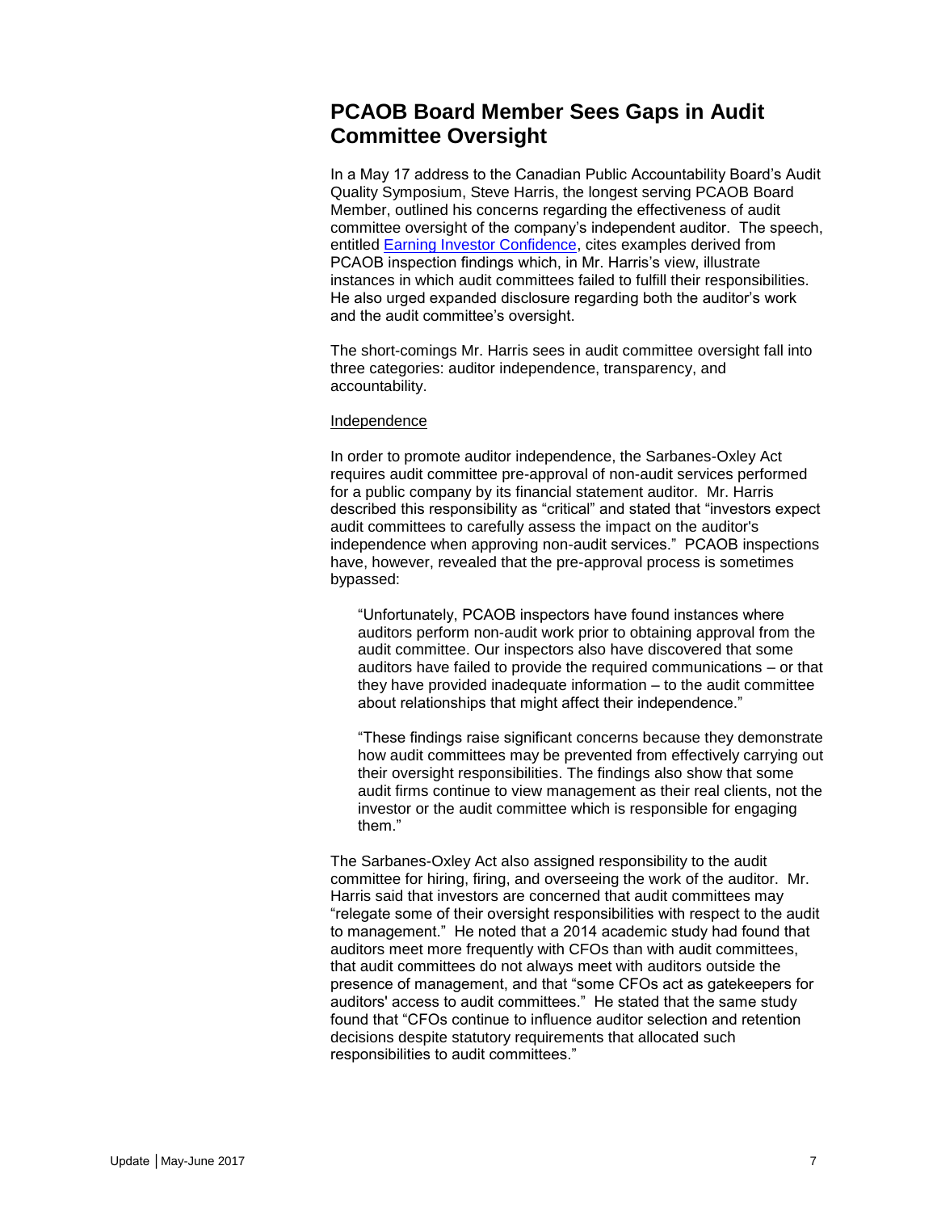## PCAOB Board Member Sees Gaps in Audit Committee Oversight

In a May 17 address to the Canadian Public Accountability Board's Audit Quality Symposium, Steve Harris, the longest serving PCAOB Board Member, outlined his concerns regarding the effectiveness of audit committee oversight of the company's independent auditor. The speech, entitled [Earning Investor Confidence](), cites examples derived from PCAOB inspection findings which, in Mr. Harris's view, illustrate instances in which audit committees failed to fulfill their responsibilities. He also urged expanded disclosure regarding both the auditor's work and the audit committee's oversight.

The short-comings Mr. Harris sees in audit committee oversight fall into three categories: auditor independence, transparency, and accountability.

<u>Independence</u>

In order to promote auditor independence, the Sarbanes-Oxley Act requires audit committee pre-approval of non-audit services performed for a public company by its financial statement auditor. Mr. Harris described this responsibility as "critical" and stated that "investors expect audit committees to carefully assess the impact on the auditor's independence when approving non-audit services." PCAOB inspections have, however, revealed that the pre-approval process is sometimes bypassed:

> "Unfortunately, PCAOB inspectors have found instances where auditors perform non-audit work prior to obtaining approval from the audit committee. Our inspectors also have discovered that some auditors have failed to provide the required communications – or that they have provided inadequate information – to the audit committee about relationships that might affect their independence."
>
> "These findings raise significant concerns because they demonstrate how audit committees may be prevented from effectively carrying out their oversight responsibilities. The findings also show that some audit firms continue to view management as their real clients, not the investor or the audit committee which is responsible for engaging them."

The Sarbanes-Oxley Act also assigned responsibility to the audit committee for hiring, firing, and overseeing the work of the auditor. Mr. Harris said that investors are concerned that audit committees may "relegate some of their oversight responsibilities with respect to the audit to management." He noted that a 2014 academic study had found that auditors meet more frequently with CFOs than with audit committees, that audit committees do not always meet with auditors outside the presence of management, and that "some CFOs act as gatekeepers for auditors' access to audit committees." He stated that the same study found that "CFOs continue to influence auditor selection and retention decisions despite statutory requirements that allocated such responsibilities to audit committees."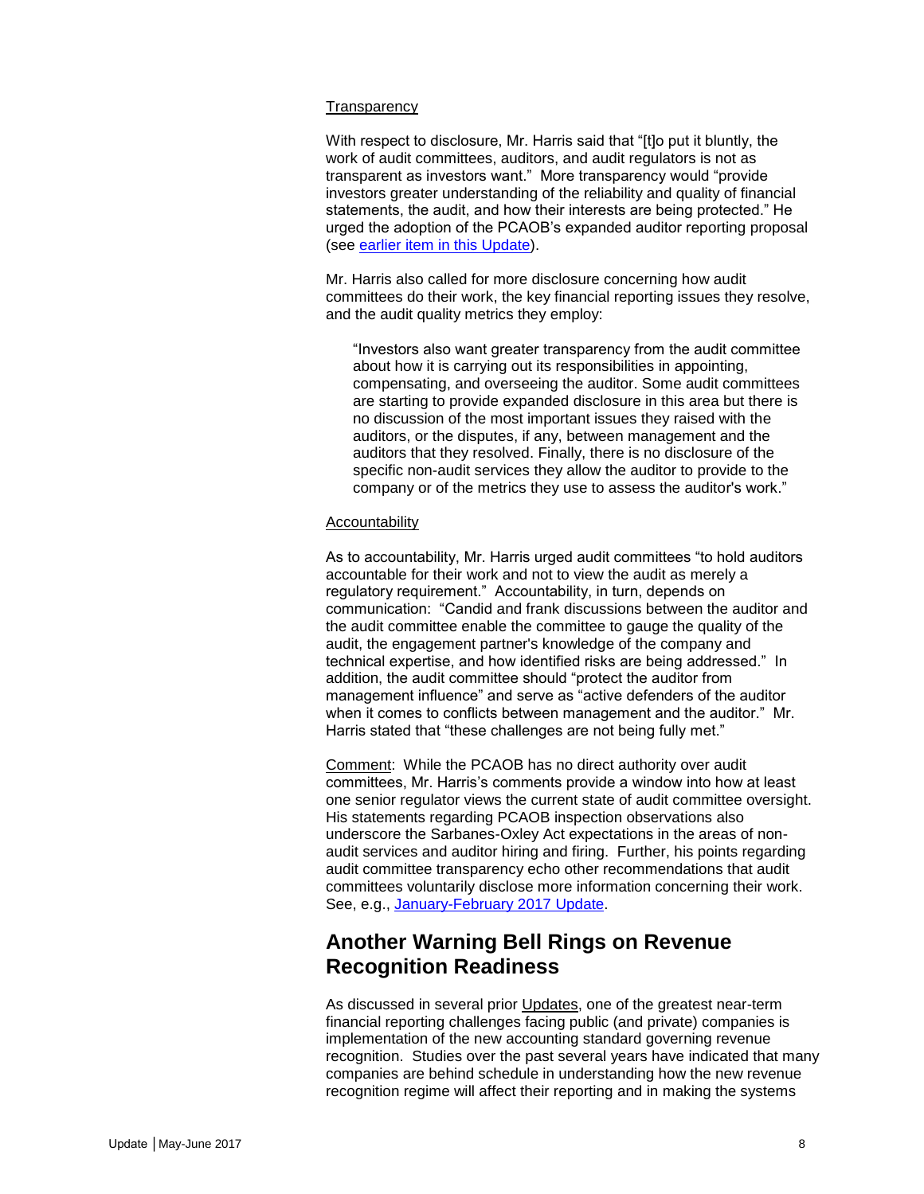Transparency

With respect to disclosure, Mr. Harris said that "[t]o put it bluntly, the work of audit committees, auditors, and audit regulators is not as transparent as investors want." More transparency would "provide investors greater understanding of the reliability and quality of financial statements, the audit, and how their interests are being protected." He urged the adoption of the PCAOB's expanded auditor reporting proposal (see earlier item in this Update).

Mr. Harris also called for more disclosure concerning how audit committees do their work, the key financial reporting issues they resolve, and the audit quality metrics they employ:

> "Investors also want greater transparency from the audit committee about how it is carrying out its responsibilities in appointing, compensating, and overseeing the auditor. Some audit committees are starting to provide expanded disclosure in this area but there is no discussion of the most important issues they raised with the auditors, or the disputes, if any, between management and the auditors that they resolved. Finally, there is no disclosure of the specific non-audit services they allow the auditor to provide to the company or of the metrics they use to assess the auditor's work."

Accountability

As to accountability, Mr. Harris urged audit committees "to hold auditors accountable for their work and not to view the audit as merely a regulatory requirement." Accountability, in turn, depends on communication: "Candid and frank discussions between the auditor and the audit committee enable the committee to gauge the quality of the audit, the engagement partner's knowledge of the company and technical expertise, and how identified risks are being addressed." In addition, the audit committee should "protect the auditor from management influence" and serve as "active defenders of the auditor when it comes to conflicts between management and the auditor." Mr. Harris stated that "these challenges are not being fully met."

Comment: While the PCAOB has no direct authority over audit committees, Mr. Harris's comments provide a window into how at least one senior regulator views the current state of audit committee oversight. His statements regarding PCAOB inspection observations also underscore the Sarbanes-Oxley Act expectations in the areas of non-audit services and auditor hiring and firing. Further, his points regarding audit committee transparency echo other recommendations that audit committees voluntarily disclose more information concerning their work. See, e.g., January-February 2017 Update.

## Another Warning Bell Rings on Revenue Recognition Readiness

As discussed in several prior Updates, one of the greatest near-term financial reporting challenges facing public (and private) companies is implementation of the new accounting standard governing revenue recognition. Studies over the past several years have indicated that many companies are behind schedule in understanding how the new revenue recognition regime will affect their reporting and in making the systems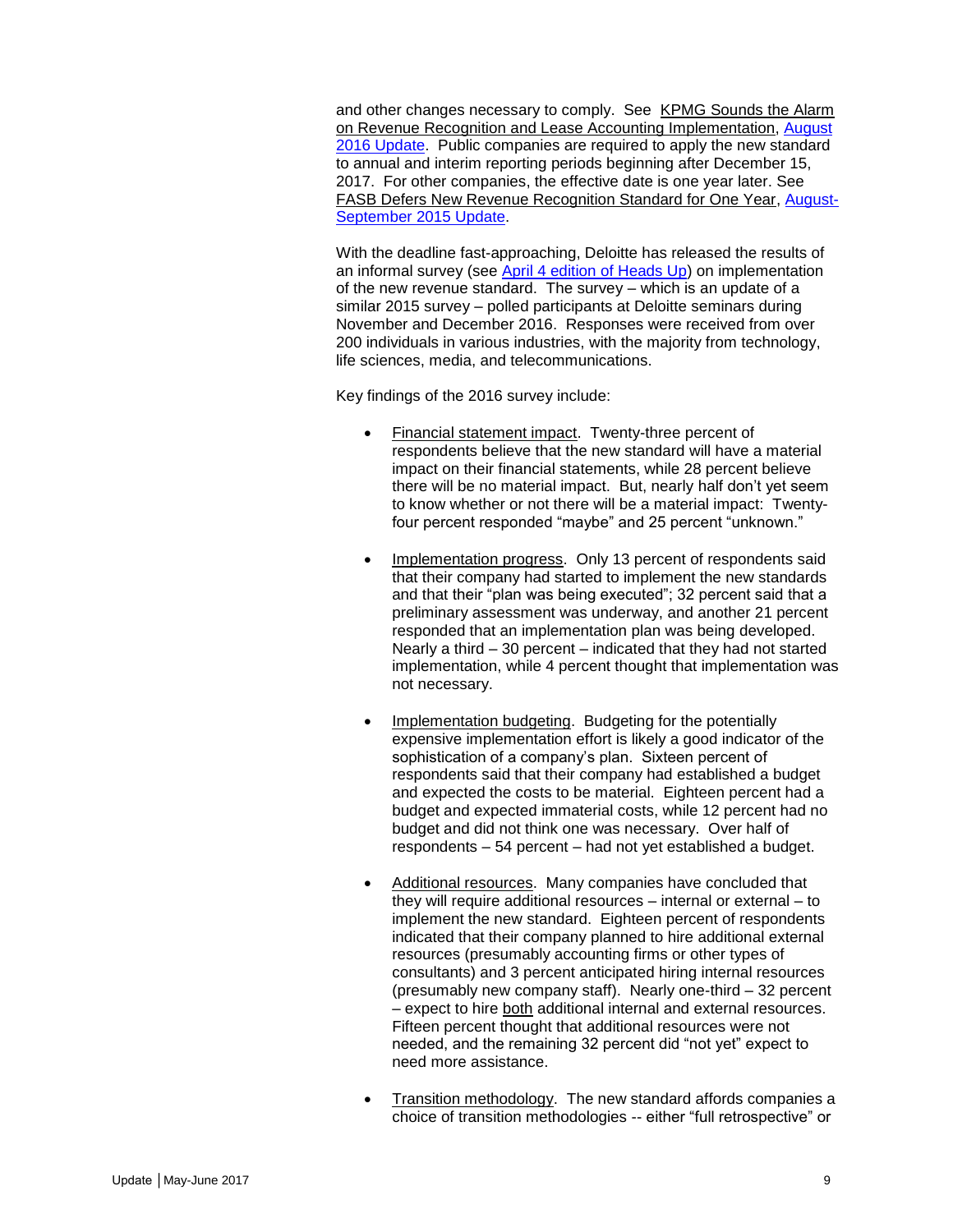and other changes necessary to comply. See KPMG Sounds the Alarm on Revenue Recognition and Lease Accounting Implementation, August 2016 Update. Public companies are required to apply the new standard to annual and interim reporting periods beginning after December 15, 2017. For other companies, the effective date is one year later. See FASB Defers New Revenue Recognition Standard for One Year, August-September 2015 Update.

With the deadline fast-approaching, Deloitte has released the results of an informal survey (see April 4 edition of Heads Up) on implementation of the new revenue standard. The survey – which is an update of a similar 2015 survey – polled participants at Deloitte seminars during November and December 2016. Responses were received from over 200 individuals in various industries, with the majority from technology, life sciences, media, and telecommunications.

Key findings of the 2016 survey include:

- Financial statement impact. Twenty-three percent of respondents believe that the new standard will have a material impact on their financial statements, while 28 percent believe there will be no material impact. But, nearly half don't yet seem to know whether or not there will be a material impact: Twenty-four percent responded "maybe" and 25 percent "unknown."

- Implementation progress. Only 13 percent of respondents said that their company had started to implement the new standards and that their "plan was being executed"; 32 percent said that a preliminary assessment was underway, and another 21 percent responded that an implementation plan was being developed. Nearly a third – 30 percent – indicated that they had not started implementation, while 4 percent thought that implementation was not necessary.

- Implementation budgeting. Budgeting for the potentially expensive implementation effort is likely a good indicator of the sophistication of a company's plan. Sixteen percent of respondents said that their company had established a budget and expected the costs to be material. Eighteen percent had a budget and expected immaterial costs, while 12 percent had no budget and did not think one was necessary. Over half of respondents – 54 percent – had not yet established a budget.

- Additional resources. Many companies have concluded that they will require additional resources – internal or external – to implement the new standard. Eighteen percent of respondents indicated that their company planned to hire additional external resources (presumably accounting firms or other types of consultants) and 3 percent anticipated hiring internal resources (presumably new company staff). Nearly one-third – 32 percent – expect to hire both additional internal and external resources. Fifteen percent thought that additional resources were not needed, and the remaining 32 percent did "not yet" expect to need more assistance.

- Transition methodology. The new standard affords companies a choice of transition methodologies -- either "full retrospective" or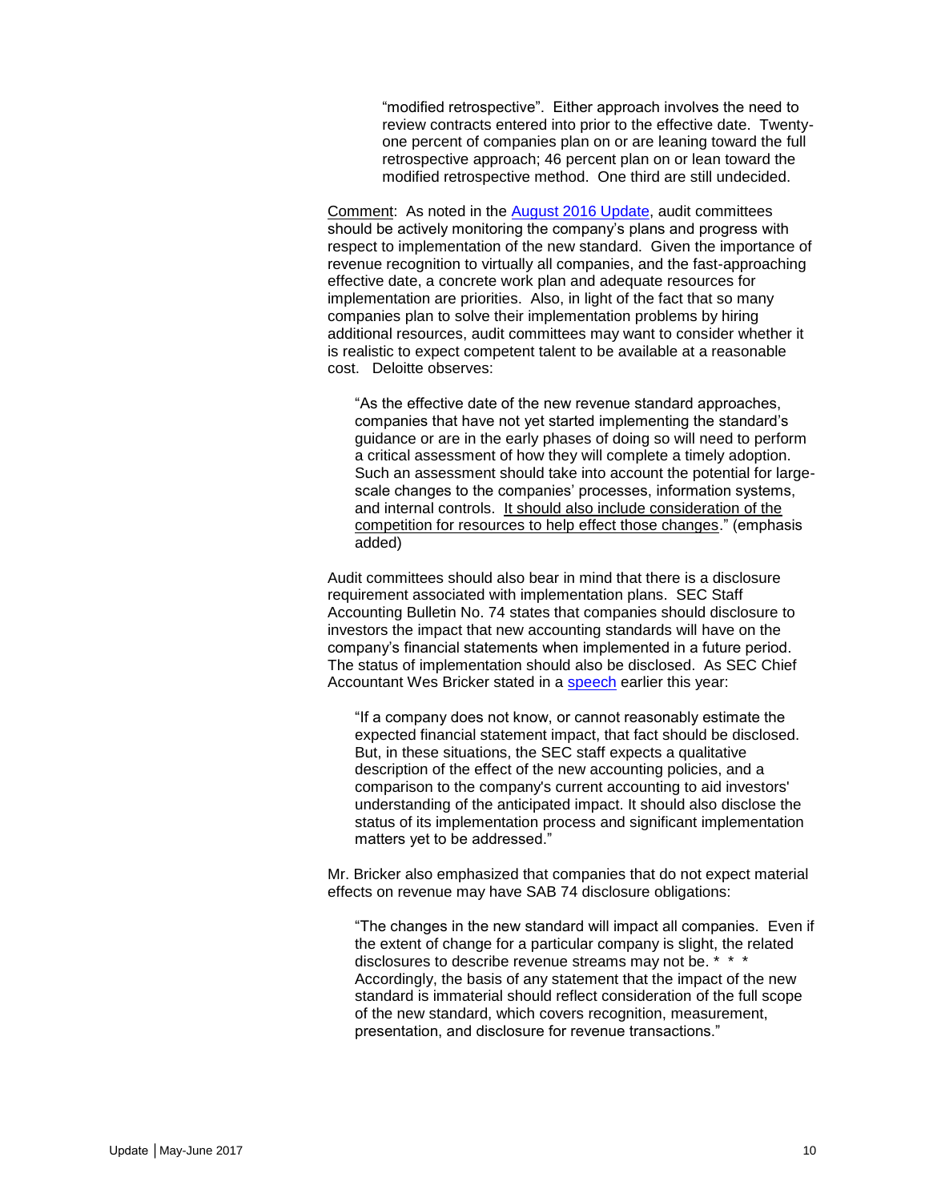"modified retrospective". Either approach involves the need to review contracts entered into prior to the effective date. Twenty-one percent of companies plan on or are leaning toward the full retrospective approach; 46 percent plan on or lean toward the modified retrospective method. One third are still undecided.

Comment: As noted in the August 2016 Update, audit committees should be actively monitoring the company's plans and progress with respect to implementation of the new standard. Given the importance of revenue recognition to virtually all companies, and the fast-approaching effective date, a concrete work plan and adequate resources for implementation are priorities. Also, in light of the fact that so many companies plan to solve their implementation problems by hiring additional resources, audit committees may want to consider whether it is realistic to expect competent talent to be available at a reasonable cost. Deloitte observes:

> "As the effective date of the new revenue standard approaches, companies that have not yet started implementing the standard's guidance or are in the early phases of doing so will need to perform a critical assessment of how they will complete a timely adoption. Such an assessment should take into account the potential for large-scale changes to the companies' processes, information systems, and internal controls. It should also include consideration of the competition for resources to help effect those changes." (emphasis added)

Audit committees should also bear in mind that there is a disclosure requirement associated with implementation plans. SEC Staff Accounting Bulletin No. 74 states that companies should disclosure to investors the impact that new accounting standards will have on the company's financial statements when implemented in a future period. The status of implementation should also be disclosed. As SEC Chief Accountant Wes Bricker stated in a speech earlier this year:

> "If a company does not know, or cannot reasonably estimate the expected financial statement impact, that fact should be disclosed. But, in these situations, the SEC staff expects a qualitative description of the effect of the new accounting policies, and a comparison to the company's current accounting to aid investors' understanding of the anticipated impact. It should also disclose the status of its implementation process and significant implementation matters yet to be addressed."

Mr. Bricker also emphasized that companies that do not expect material effects on revenue may have SAB 74 disclosure obligations:

> "The changes in the new standard will impact all companies. Even if the extent of change for a particular company is slight, the related disclosures to describe revenue streams may not be. * * * Accordingly, the basis of any statement that the impact of the new standard is immaterial should reflect consideration of the full scope of the new standard, which covers recognition, measurement, presentation, and disclosure for revenue transactions."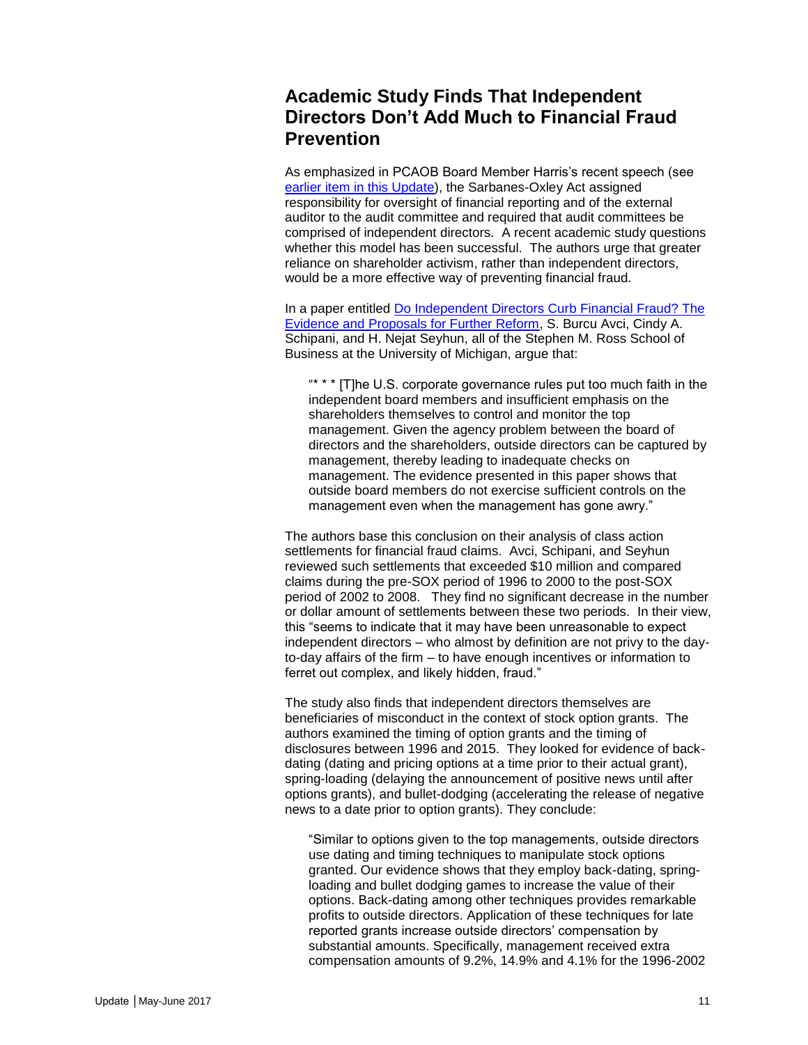## Academic Study Finds That Independent Directors Don't Add Much to Financial Fraud Prevention

As emphasized in PCAOB Board Member Harris's recent speech (see [earlier item in this Update](#)), the Sarbanes-Oxley Act assigned responsibility for oversight of financial reporting and of the external auditor to the audit committee and required that audit committees be comprised of independent directors. A recent academic study questions whether this model has been successful. The authors urge that greater reliance on shareholder activism, rather than independent directors, would be a more effective way of preventing financial fraud.

In a paper entitled [Do Independent Directors Curb Financial Fraud? The Evidence and Proposals for Further Reform](#), S. Burcu Avci, Cindy A. Schipani, and H. Nejat Seyhun, all of the Stephen M. Ross School of Business at the University of Michigan, argue that:

> "* * * [T]he U.S. corporate governance rules put too much faith in the independent board members and insufficient emphasis on the shareholders themselves to control and monitor the top management. Given the agency problem between the board of directors and the shareholders, outside directors can be captured by management, thereby leading to inadequate checks on management. The evidence presented in this paper shows that outside board members do not exercise sufficient controls on the management even when the management has gone awry."

The authors base this conclusion on their analysis of class action settlements for financial fraud claims. Avci, Schipani, and Seyhun reviewed such settlements that exceeded $10 million and compared claims during the pre-SOX period of 1996 to 2000 to the post-SOX period of 2002 to 2008. They find no significant decrease in the number or dollar amount of settlements between these two periods. In their view, this "seems to indicate that it may have been unreasonable to expect independent directors – who almost by definition are not privy to the day-to-day affairs of the firm – to have enough incentives or information to ferret out complex, and likely hidden, fraud."

The study also finds that independent directors themselves are beneficiaries of misconduct in the context of stock option grants. The authors examined the timing of option grants and the timing of disclosures between 1996 and 2015. They looked for evidence of back-dating (dating and pricing options at a time prior to their actual grant), spring-loading (delaying the announcement of positive news until after options grants), and bullet-dodging (accelerating the release of negative news to a date prior to option grants). They conclude:

> "Similar to options given to the top managements, outside directors use dating and timing techniques to manipulate stock options granted. Our evidence shows that they employ back-dating, spring-loading and bullet dodging games to increase the value of their options. Back-dating among other techniques provides remarkable profits to outside directors. Application of these techniques for late reported grants increase outside directors' compensation by substantial amounts. Specifically, management received extra compensation amounts of 9.2%, 14.9% and 4.1% for the 1996-2002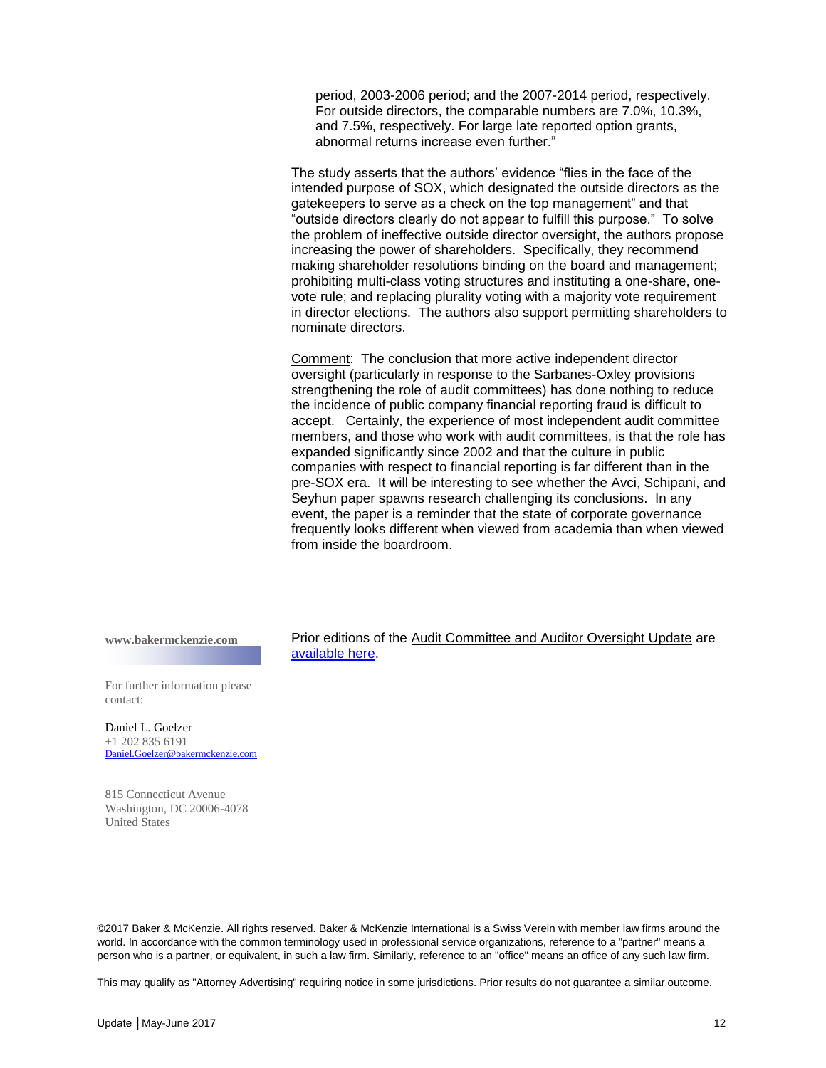period, 2003-2006 period; and the 2007-2014 period, respectively. For outside directors, the comparable numbers are 7.0%, 10.3%, and 7.5%, respectively. For large late reported option grants, abnormal returns increase even further."

The study asserts that the authors' evidence "flies in the face of the intended purpose of SOX, which designated the outside directors as the gatekeepers to serve as a check on the top management" and that "outside directors clearly do not appear to fulfill this purpose." To solve the problem of ineffective outside director oversight, the authors propose increasing the power of shareholders. Specifically, they recommend making shareholder resolutions binding on the board and management; prohibiting multi-class voting structures and instituting a one-share, one-vote rule; and replacing plurality voting with a majority vote requirement in director elections. The authors also support permitting shareholders to nominate directors.

Comment: The conclusion that more active independent director oversight (particularly in response to the Sarbanes-Oxley provisions strengthening the role of audit committees) has done nothing to reduce the incidence of public company financial reporting fraud is difficult to accept. Certainly, the experience of most independent audit committee members, and those who work with audit committees, is that the role has expanded significantly since 2002 and that the culture in public companies with respect to financial reporting is far different than in the pre-SOX era. It will be interesting to see whether the Avci, Schipani, and Seyhun paper spawns research challenging its conclusions. In any event, the paper is a reminder that the state of corporate governance frequently looks different when viewed from academia than when viewed from inside the boardroom.

Prior editions of the Audit Committee and Auditor Oversight Update are available here.

**www.bakermckenzie.com**

For further information please contact:

Daniel L. Goelzer
+1 202 835 6191
Daniel.Goelzer@bakermckenzie.com

815 Connecticut Avenue
Washington, DC 20006-4078
United States

©2017 Baker & McKenzie. All rights reserved. Baker & McKenzie International is a Swiss Verein with member law firms around the world. In accordance with the common terminology used in professional service organizations, reference to a "partner" means a person who is a partner, or equivalent, in such a law firm. Similarly, reference to an "office" means an office of any such law firm.

This may qualify as "Attorney Advertising" requiring notice in some jurisdictions. Prior results do not guarantee a similar outcome.